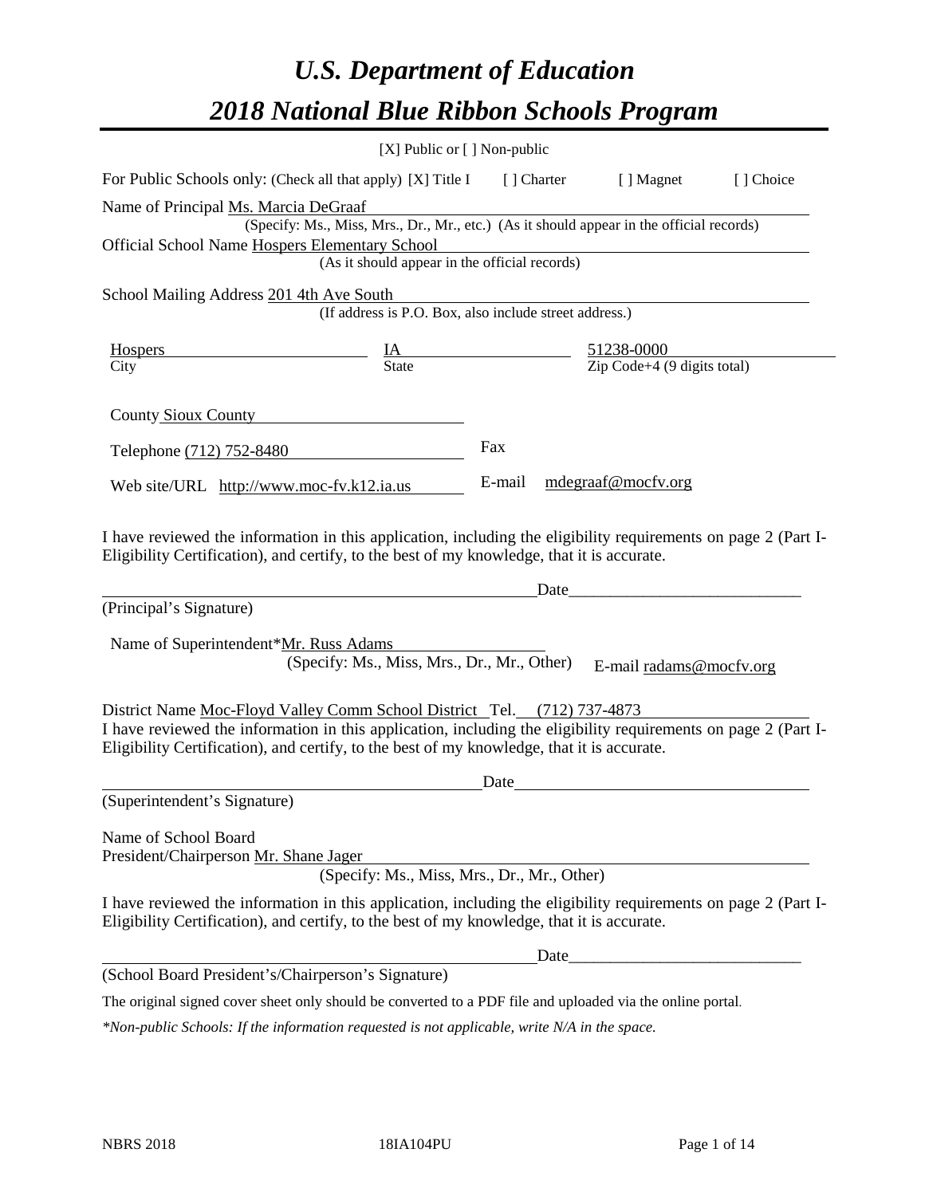# *U.S. Department of Education*

# *2018 National Blue Ribbon Schools Program*

[X] Public or [ ] Non-public

For Public Schools only: (Check all that apply) [X] Title I [ ] Charter [ ] Magnet [ ] Choice

Name of Principal Ms. Marcia DeGraaf
(Specify: Ms., Miss, Mrs., Dr., Mr., etc.) (As it should appear in the official records)

Official School Name Hospers Elementary School
(As it should appear in the official records)

School Mailing Address 201 4th Ave South
(If address is P.O. Box, also include street address.)

| Hospers | IA | 51238-0000 |
|---|---|---|
| City | State | Zip Code+4 (9 digits total) |

County Sioux County

Telephone (712) 752-8480 Fax

Web site/URL http://www.moc-fv.k12.ia.us E-mail mdegraaf@mocfv.org

I have reviewed the information in this application, including the eligibility requirements on page 2 (Part I-Eligibility Certification), and certify, to the best of my knowledge, that it is accurate.

_______________________________________________ Date___________________________

(Principal's Signature)

Name of Superintendent*Mr. Russ Adams
(Specify: Ms., Miss, Mrs., Dr., Mr., Other) E-mail radams@mocfv.org

District Name Moc-Floyd Valley Comm School District Tel. (712) 737-4873

I have reviewed the information in this application, including the eligibility requirements on page 2 (Part I-Eligibility Certification), and certify, to the best of my knowledge, that it is accurate.

_______________________________________________ Date___________________________

(Superintendent's Signature)

Name of School Board
President/Chairperson Mr. Shane Jager
(Specify: Ms., Miss, Mrs., Dr., Mr., Other)

I have reviewed the information in this application, including the eligibility requirements on page 2 (Part I-Eligibility Certification), and certify, to the best of my knowledge, that it is accurate.

_______________________________________________ Date___________________________

(School Board President's/Chairperson's Signature)

The original signed cover sheet only should be converted to a PDF file and uploaded via the online portal.

*\*Non-public Schools: If the information requested is not applicable, write N/A in the space.*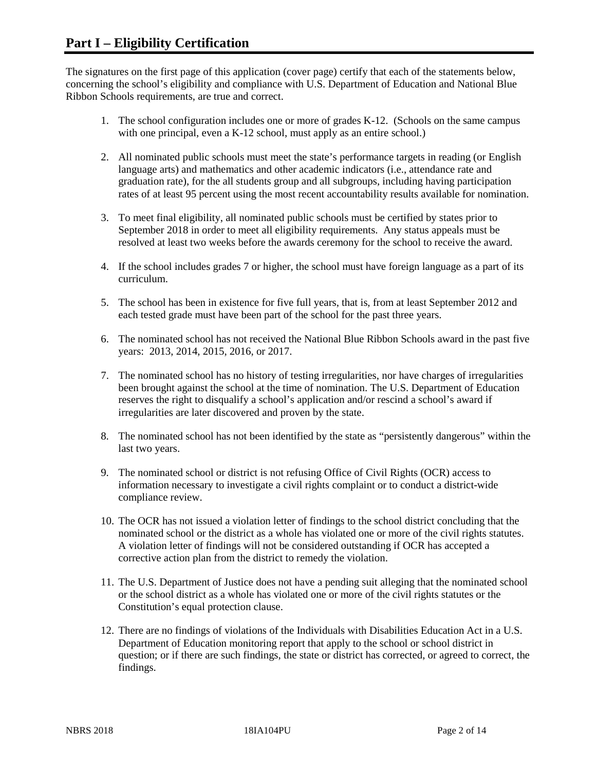# Part I – Eligibility Certification

The signatures on the first page of this application (cover page) certify that each of the statements below, concerning the school's eligibility and compliance with U.S. Department of Education and National Blue Ribbon Schools requirements, are true and correct.

1. The school configuration includes one or more of grades K-12. (Schools on the same campus with one principal, even a K-12 school, must apply as an entire school.)
2. All nominated public schools must meet the state's performance targets in reading (or English language arts) and mathematics and other academic indicators (i.e., attendance rate and graduation rate), for the all students group and all subgroups, including having participation rates of at least 95 percent using the most recent accountability results available for nomination.
3. To meet final eligibility, all nominated public schools must be certified by states prior to September 2018 in order to meet all eligibility requirements. Any status appeals must be resolved at least two weeks before the awards ceremony for the school to receive the award.
4. If the school includes grades 7 or higher, the school must have foreign language as a part of its curriculum.
5. The school has been in existence for five full years, that is, from at least September 2012 and each tested grade must have been part of the school for the past three years.
6. The nominated school has not received the National Blue Ribbon Schools award in the past five years: 2013, 2014, 2015, 2016, or 2017.
7. The nominated school has no history of testing irregularities, nor have charges of irregularities been brought against the school at the time of nomination. The U.S. Department of Education reserves the right to disqualify a school's application and/or rescind a school's award if irregularities are later discovered and proven by the state.
8. The nominated school has not been identified by the state as "persistently dangerous" within the last two years.
9. The nominated school or district is not refusing Office of Civil Rights (OCR) access to information necessary to investigate a civil rights complaint or to conduct a district-wide compliance review.
10. The OCR has not issued a violation letter of findings to the school district concluding that the nominated school or the district as a whole has violated one or more of the civil rights statutes. A violation letter of findings will not be considered outstanding if OCR has accepted a corrective action plan from the district to remedy the violation.
11. The U.S. Department of Justice does not have a pending suit alleging that the nominated school or the school district as a whole has violated one or more of the civil rights statutes or the Constitution's equal protection clause.
12. There are no findings of violations of the Individuals with Disabilities Education Act in a U.S. Department of Education monitoring report that apply to the school or school district in question; or if there are such findings, the state or district has corrected, or agreed to correct, the findings.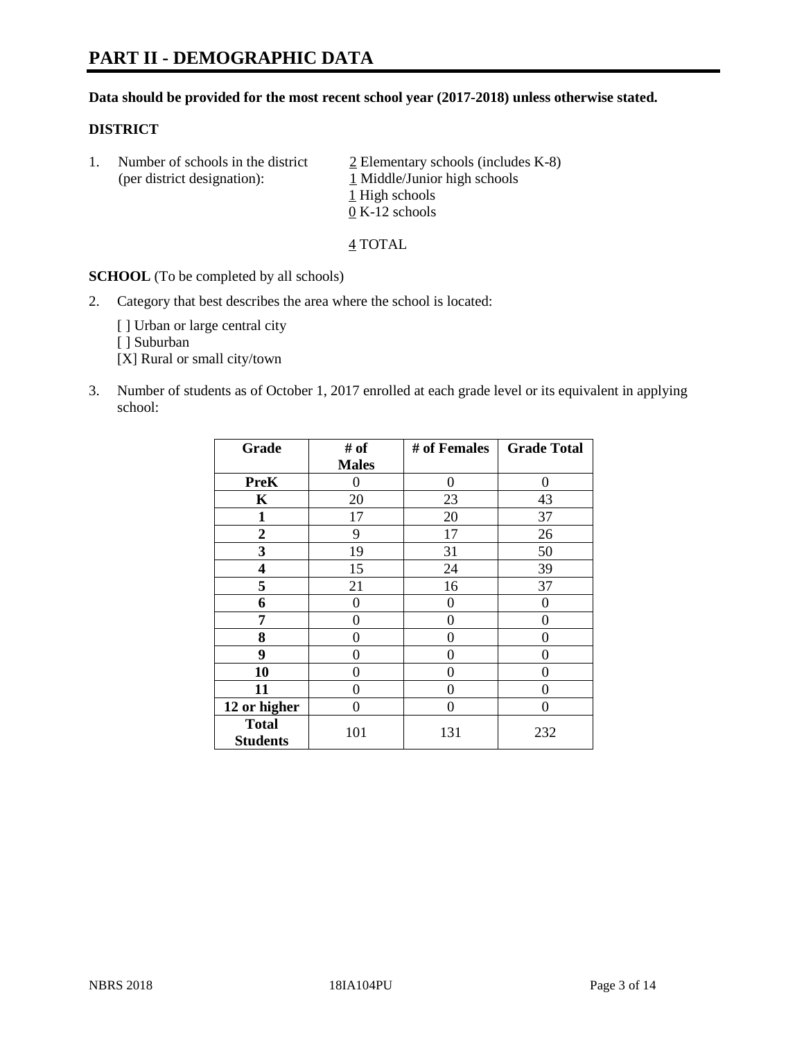# PART II - DEMOGRAPHIC DATA

**Data should be provided for the most recent school year (2017-2018) unless otherwise stated.**

## DISTRICT

1. Number of schools in the district (per district designation):
   2 Elementary schools (includes K-8)
   1 Middle/Junior high schools
   1 High schools
   0 K-12 schools

   4 TOTAL

**SCHOOL** (To be completed by all schools)

2. Category that best describes the area where the school is located:

   [ ] Urban or large central city
   [ ] Suburban
   [X] Rural or small city/town

3. Number of students as of October 1, 2017 enrolled at each grade level or its equivalent in applying school:

| Grade | # of Males | # of Females | Grade Total |
|---|---|---|---|
| **PreK** | 0 | 0 | 0 |
| **K** | 20 | 23 | 43 |
| **1** | 17 | 20 | 37 |
| **2** | 9 | 17 | 26 |
| **3** | 19 | 31 | 50 |
| **4** | 15 | 24 | 39 |
| **5** | 21 | 16 | 37 |
| **6** | 0 | 0 | 0 |
| **7** | 0 | 0 | 0 |
| **8** | 0 | 0 | 0 |
| **9** | 0 | 0 | 0 |
| **10** | 0 | 0 | 0 |
| **11** | 0 | 0 | 0 |
| **12 or higher** | 0 | 0 | 0 |
| **Total Students** | 101 | 131 | 232 |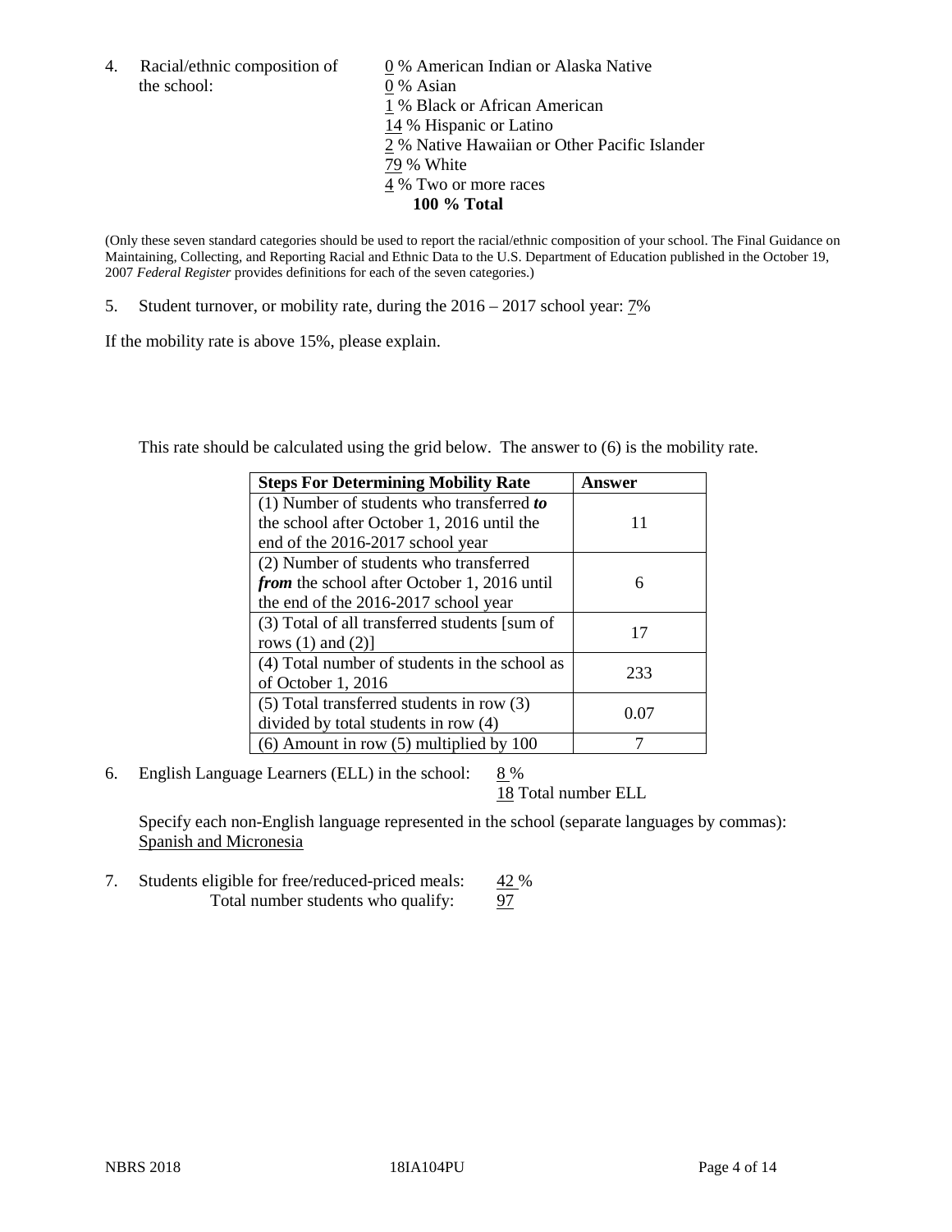4. Racial/ethnic composition of the school:

0 % American Indian or Alaska Native
0 % Asian
1 % Black or African American
14 % Hispanic or Latino
2 % Native Hawaiian or Other Pacific Islander
79 % White
4 % Two or more races
**100 % Total**

(Only these seven standard categories should be used to report the racial/ethnic composition of your school. The Final Guidance on Maintaining, Collecting, and Reporting Racial and Ethnic Data to the U.S. Department of Education published in the October 19, 2007 *Federal Register* provides definitions for each of the seven categories.)

5. Student turnover, or mobility rate, during the 2016 – 2017 school year: 7%

If the mobility rate is above 15%, please explain.

This rate should be calculated using the grid below. The answer to (6) is the mobility rate.

| **Steps For Determining Mobility Rate** | **Answer** |
| --- | --- |
| (1) Number of students who transferred ***to*** the school after October 1, 2016 until the end of the 2016-2017 school year | 11 |
| (2) Number of students who transferred ***from*** the school after October 1, 2016 until the end of the 2016-2017 school year | 6 |
| (3) Total of all transferred students [sum of rows (1) and (2)] | 17 |
| (4) Total number of students in the school as of October 1, 2016 | 233 |
| (5) Total transferred students in row (3) divided by total students in row (4) | 0.07 |
| (6) Amount in row (5) multiplied by 100 | 7 |

6. English Language Learners (ELL) in the school: 8 %
18 Total number ELL

Specify each non-English language represented in the school (separate languages by commas):
Spanish and Micronesia

7. Students eligible for free/reduced-priced meals: 42 %
Total number students who qualify: 97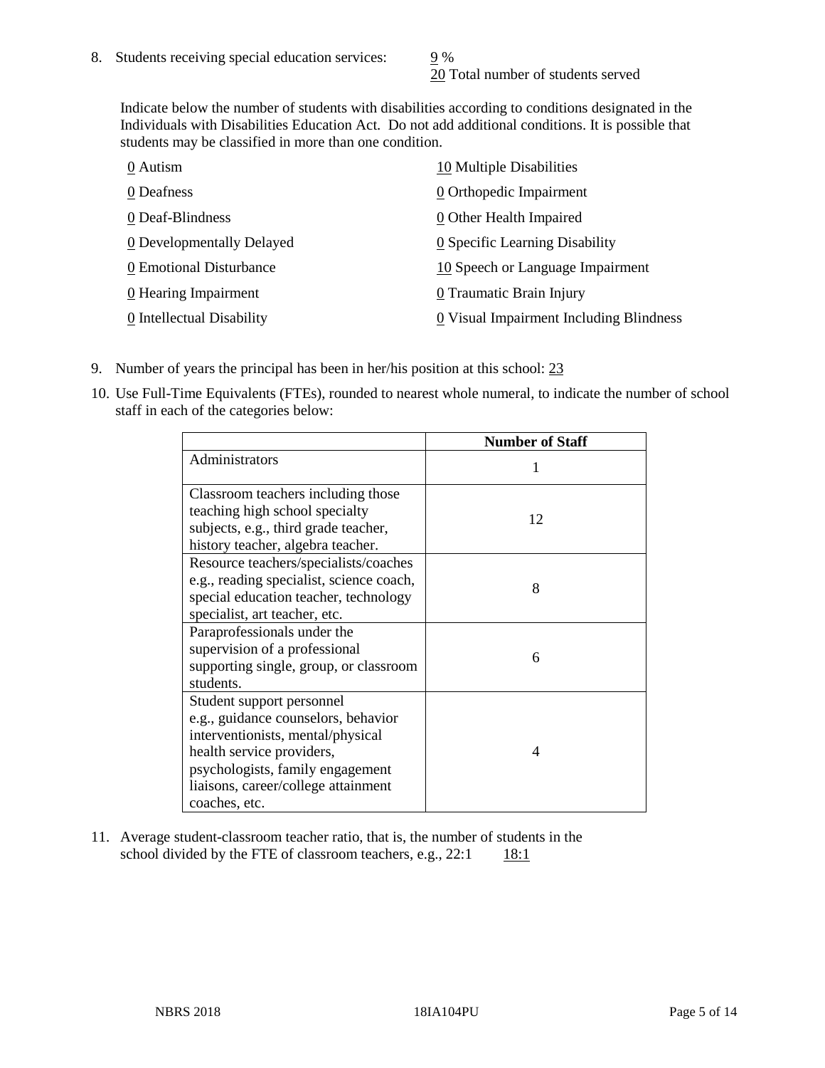8. Students receiving special education services: 9 %
   20 Total number of students served

   Indicate below the number of students with disabilities according to conditions designated in the Individuals with Disabilities Education Act. Do not add additional conditions. It is possible that students may be classified in more than one condition.

   0 Autism
   0 Deafness
   0 Deaf-Blindness
   0 Developmentally Delayed
   0 Emotional Disturbance
   0 Hearing Impairment
   0 Intellectual Disability
   10 Multiple Disabilities
   0 Orthopedic Impairment
   0 Other Health Impaired
   0 Specific Learning Disability
   10 Speech or Language Impairment
   0 Traumatic Brain Injury
   0 Visual Impairment Including Blindness

9. Number of years the principal has been in her/his position at this school: 23

10. Use Full-Time Equivalents (FTEs), rounded to nearest whole numeral, to indicate the number of school staff in each of the categories below:

|  | Number of Staff |
|---|---|
| Administrators | 1 |
| Classroom teachers including those teaching high school specialty subjects, e.g., third grade teacher, history teacher, algebra teacher. | 12 |
| Resource teachers/specialists/coaches e.g., reading specialist, science coach, special education teacher, technology specialist, art teacher, etc. | 8 |
| Paraprofessionals under the supervision of a professional supporting single, group, or classroom students. | 6 |
| Student support personnel e.g., guidance counselors, behavior interventionists, mental/physical health service providers, psychologists, family engagement liaisons, career/college attainment coaches, etc. | 4 |

11. Average student-classroom teacher ratio, that is, the number of students in the school divided by the FTE of classroom teachers, e.g., 22:1 18:1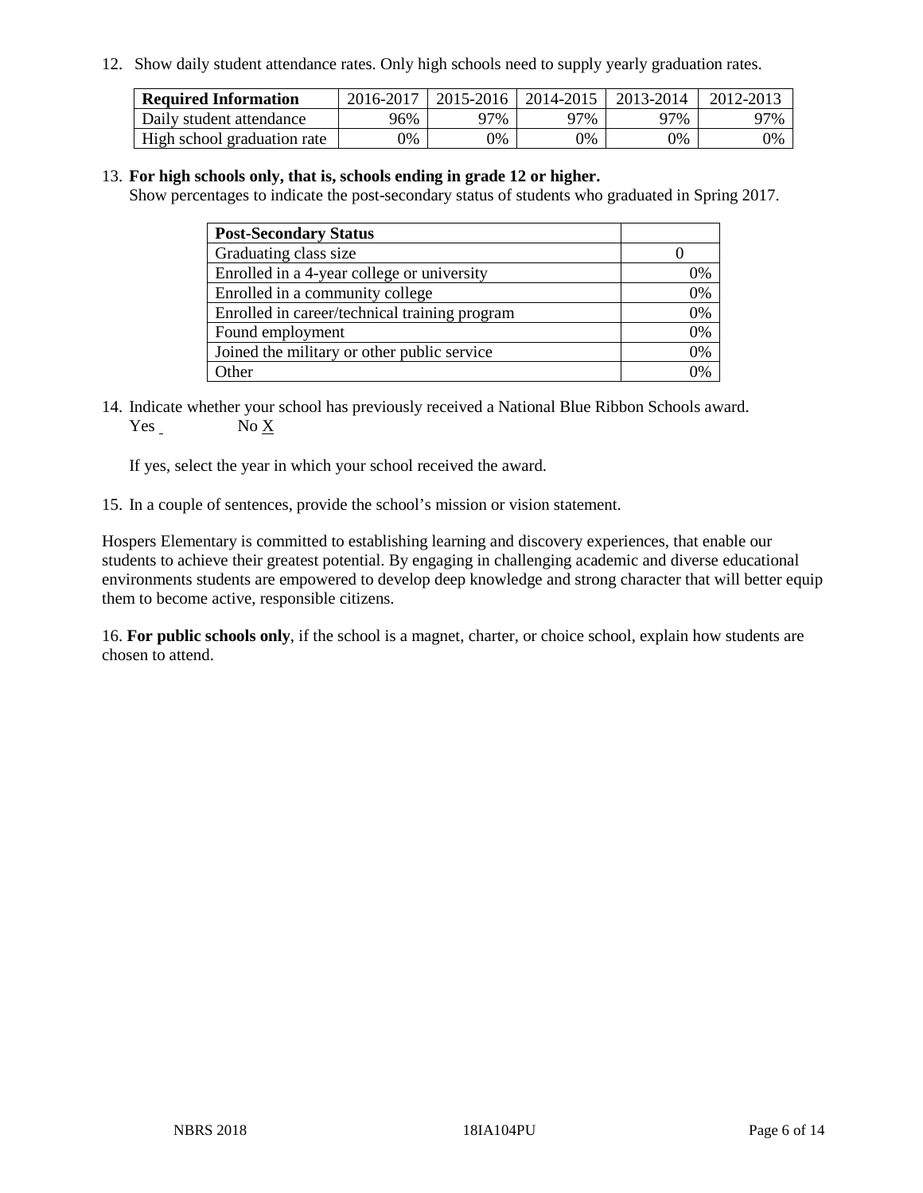12. Show daily student attendance rates. Only high schools need to supply yearly graduation rates.

| Required Information | 2016-2017 | 2015-2016 | 2014-2015 | 2013-2014 | 2012-2013 |
| --- | --- | --- | --- | --- | --- |
| Daily student attendance | 96% | 97% | 97% | 97% | 97% |
| High school graduation rate | 0% | 0% | 0% | 0% | 0% |

13. **For high schools only, that is, schools ending in grade 12 or higher.**
Show percentages to indicate the post-secondary status of students who graduated in Spring 2017.

| Post-Secondary Status | |
| --- | --- |
| Graduating class size | 0 |
| Enrolled in a 4-year college or university | 0% |
| Enrolled in a community college | 0% |
| Enrolled in career/technical training program | 0% |
| Found employment | 0% |
| Joined the military or other public service | 0% |
| Other | 0% |

14. Indicate whether your school has previously received a National Blue Ribbon Schools award.
Yes ___ No X

If yes, select the year in which your school received the award.

15. In a couple of sentences, provide the school's mission or vision statement.

Hospers Elementary is committed to establishing learning and discovery experiences, that enable our students to achieve their greatest potential. By engaging in challenging academic and diverse educational environments students are empowered to develop deep knowledge and strong character that will better equip them to become active, responsible citizens.

16. **For public schools only**, if the school is a magnet, charter, or choice school, explain how students are chosen to attend.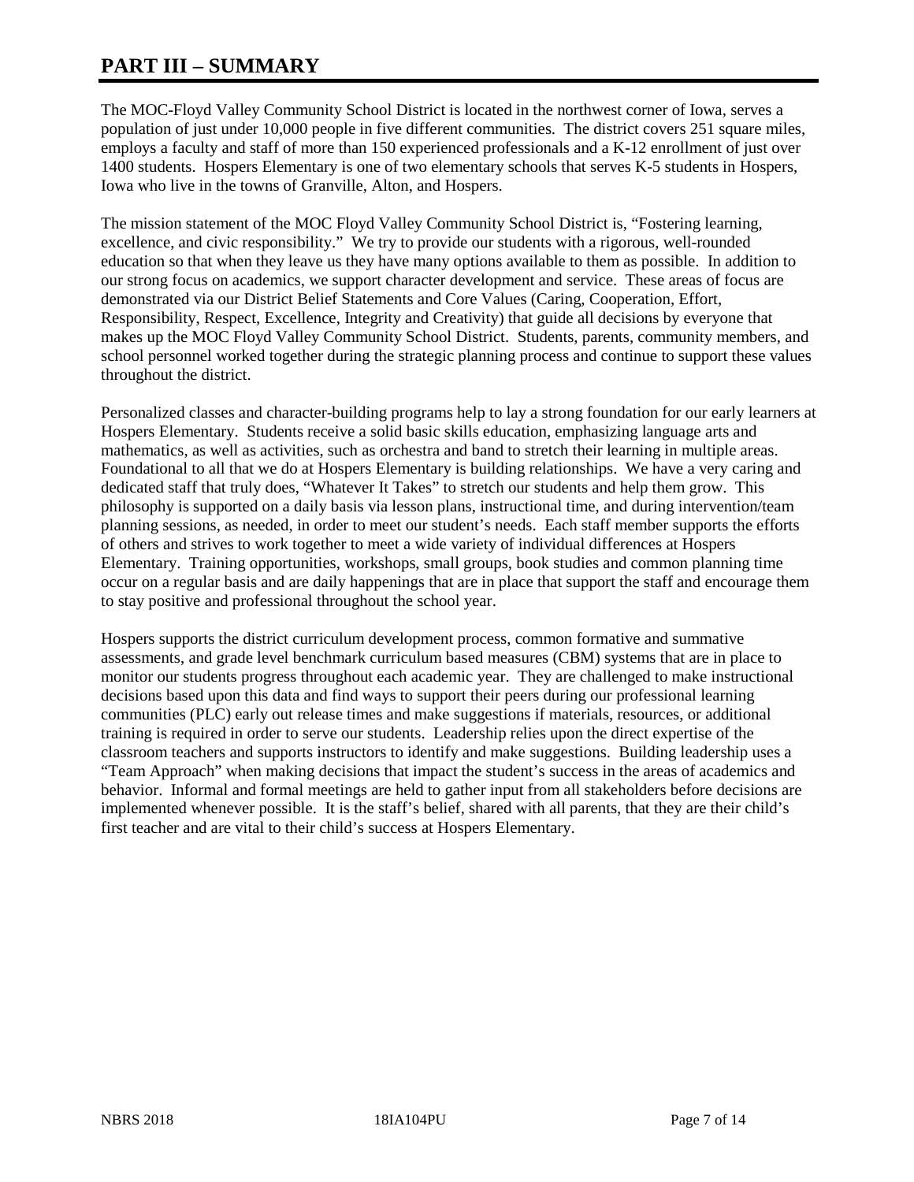# PART III – SUMMARY

The MOC-Floyd Valley Community School District is located in the northwest corner of Iowa, serves a population of just under 10,000 people in five different communities. The district covers 251 square miles, employs a faculty and staff of more than 150 experienced professionals and a K-12 enrollment of just over 1400 students. Hospers Elementary is one of two elementary schools that serves K-5 students in Hospers, Iowa who live in the towns of Granville, Alton, and Hospers.

The mission statement of the MOC Floyd Valley Community School District is, "Fostering learning, excellence, and civic responsibility." We try to provide our students with a rigorous, well-rounded education so that when they leave us they have many options available to them as possible. In addition to our strong focus on academics, we support character development and service. These areas of focus are demonstrated via our District Belief Statements and Core Values (Caring, Cooperation, Effort, Responsibility, Respect, Excellence, Integrity and Creativity) that guide all decisions by everyone that makes up the MOC Floyd Valley Community School District. Students, parents, community members, and school personnel worked together during the strategic planning process and continue to support these values throughout the district.

Personalized classes and character-building programs help to lay a strong foundation for our early learners at Hospers Elementary. Students receive a solid basic skills education, emphasizing language arts and mathematics, as well as activities, such as orchestra and band to stretch their learning in multiple areas. Foundational to all that we do at Hospers Elementary is building relationships. We have a very caring and dedicated staff that truly does, "Whatever It Takes" to stretch our students and help them grow. This philosophy is supported on a daily basis via lesson plans, instructional time, and during intervention/team planning sessions, as needed, in order to meet our student's needs. Each staff member supports the efforts of others and strives to work together to meet a wide variety of individual differences at Hospers Elementary. Training opportunities, workshops, small groups, book studies and common planning time occur on a regular basis and are daily happenings that are in place that support the staff and encourage them to stay positive and professional throughout the school year.

Hospers supports the district curriculum development process, common formative and summative assessments, and grade level benchmark curriculum based measures (CBM) systems that are in place to monitor our students progress throughout each academic year. They are challenged to make instructional decisions based upon this data and find ways to support their peers during our professional learning communities (PLC) early out release times and make suggestions if materials, resources, or additional training is required in order to serve our students. Leadership relies upon the direct expertise of the classroom teachers and supports instructors to identify and make suggestions. Building leadership uses a "Team Approach" when making decisions that impact the student's success in the areas of academics and behavior. Informal and formal meetings are held to gather input from all stakeholders before decisions are implemented whenever possible. It is the staff's belief, shared with all parents, that they are their child's first teacher and are vital to their child's success at Hospers Elementary.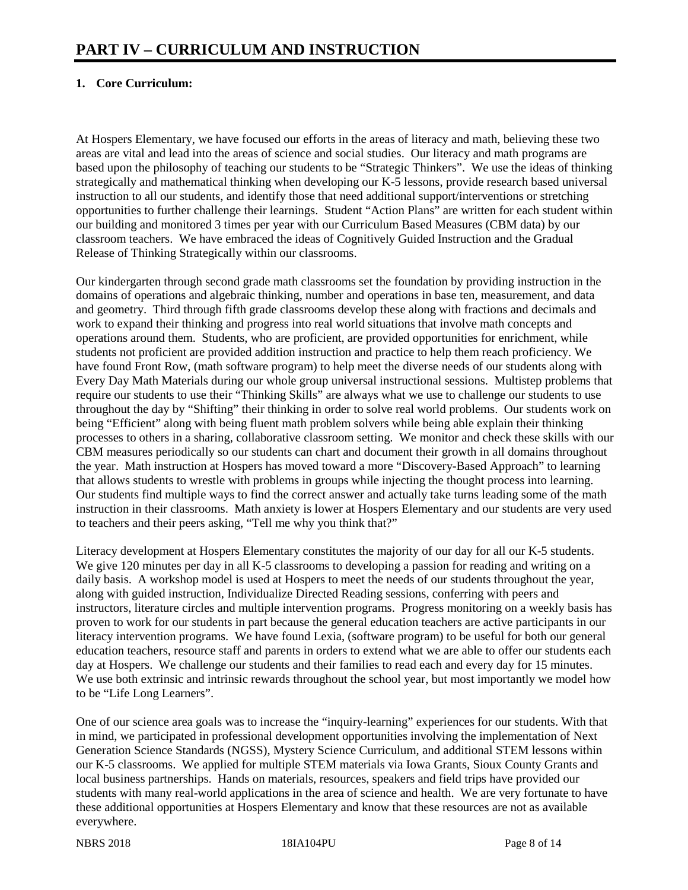# PART IV – CURRICULUM AND INSTRUCTION

## 1. Core Curriculum:

At Hospers Elementary, we have focused our efforts in the areas of literacy and math, believing these two areas are vital and lead into the areas of science and social studies. Our literacy and math programs are based upon the philosophy of teaching our students to be "Strategic Thinkers". We use the ideas of thinking strategically and mathematical thinking when developing our K-5 lessons, provide research based universal instruction to all our students, and identify those that need additional support/interventions or stretching opportunities to further challenge their learnings. Student "Action Plans" are written for each student within our building and monitored 3 times per year with our Curriculum Based Measures (CBM data) by our classroom teachers. We have embraced the ideas of Cognitively Guided Instruction and the Gradual Release of Thinking Strategically within our classrooms.

Our kindergarten through second grade math classrooms set the foundation by providing instruction in the domains of operations and algebraic thinking, number and operations in base ten, measurement, and data and geometry. Third through fifth grade classrooms develop these along with fractions and decimals and work to expand their thinking and progress into real world situations that involve math concepts and operations around them. Students, who are proficient, are provided opportunities for enrichment, while students not proficient are provided addition instruction and practice to help them reach proficiency. We have found Front Row, (math software program) to help meet the diverse needs of our students along with Every Day Math Materials during our whole group universal instructional sessions. Multistep problems that require our students to use their "Thinking Skills" are always what we use to challenge our students to use throughout the day by "Shifting" their thinking in order to solve real world problems. Our students work on being "Efficient" along with being fluent math problem solvers while being able explain their thinking processes to others in a sharing, collaborative classroom setting. We monitor and check these skills with our CBM measures periodically so our students can chart and document their growth in all domains throughout the year. Math instruction at Hospers has moved toward a more "Discovery-Based Approach" to learning that allows students to wrestle with problems in groups while injecting the thought process into learning. Our students find multiple ways to find the correct answer and actually take turns leading some of the math instruction in their classrooms. Math anxiety is lower at Hospers Elementary and our students are very used to teachers and their peers asking, "Tell me why you think that?"

Literacy development at Hospers Elementary constitutes the majority of our day for all our K-5 students. We give 120 minutes per day in all K-5 classrooms to developing a passion for reading and writing on a daily basis. A workshop model is used at Hospers to meet the needs of our students throughout the year, along with guided instruction, Individualize Directed Reading sessions, conferring with peers and instructors, literature circles and multiple intervention programs. Progress monitoring on a weekly basis has proven to work for our students in part because the general education teachers are active participants in our literacy intervention programs. We have found Lexia, (software program) to be useful for both our general education teachers, resource staff and parents in orders to extend what we are able to offer our students each day at Hospers. We challenge our students and their families to read each and every day for 15 minutes. We use both extrinsic and intrinsic rewards throughout the school year, but most importantly we model how to be "Life Long Learners".

One of our science area goals was to increase the "inquiry-learning" experiences for our students. With that in mind, we participated in professional development opportunities involving the implementation of Next Generation Science Standards (NGSS), Mystery Science Curriculum, and additional STEM lessons within our K-5 classrooms. We applied for multiple STEM materials via Iowa Grants, Sioux County Grants and local business partnerships. Hands on materials, resources, speakers and field trips have provided our students with many real-world applications in the area of science and health. We are very fortunate to have these additional opportunities at Hospers Elementary and know that these resources are not as available everywhere.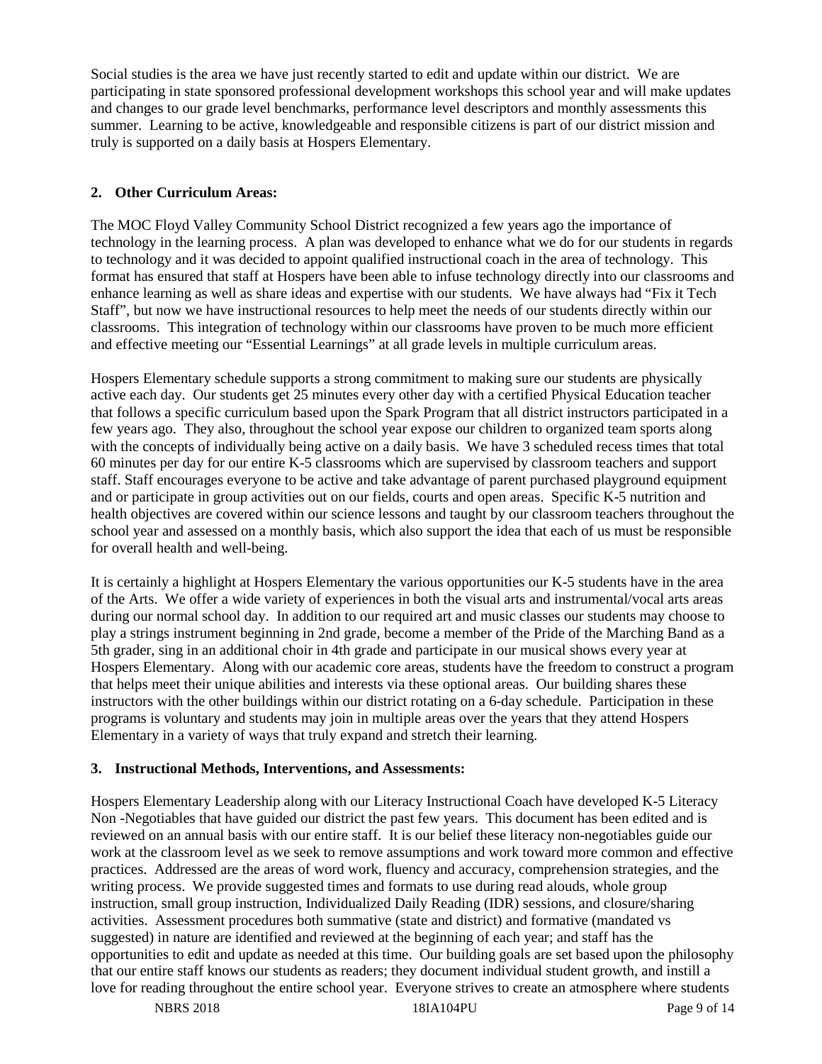Social studies is the area we have just recently started to edit and update within our district. We are participating in state sponsored professional development workshops this school year and will make updates and changes to our grade level benchmarks, performance level descriptors and monthly assessments this summer. Learning to be active, knowledgeable and responsible citizens is part of our district mission and truly is supported on a daily basis at Hospers Elementary.

**2. Other Curriculum Areas:**

The MOC Floyd Valley Community School District recognized a few years ago the importance of technology in the learning process. A plan was developed to enhance what we do for our students in regards to technology and it was decided to appoint qualified instructional coach in the area of technology. This format has ensured that staff at Hospers have been able to infuse technology directly into our classrooms and enhance learning as well as share ideas and expertise with our students. We have always had "Fix it Tech Staff", but now we have instructional resources to help meet the needs of our students directly within our classrooms. This integration of technology within our classrooms have proven to be much more efficient and effective meeting our "Essential Learnings" at all grade levels in multiple curriculum areas.

Hospers Elementary schedule supports a strong commitment to making sure our students are physically active each day. Our students get 25 minutes every other day with a certified Physical Education teacher that follows a specific curriculum based upon the Spark Program that all district instructors participated in a few years ago. They also, throughout the school year expose our children to organized team sports along with the concepts of individually being active on a daily basis. We have 3 scheduled recess times that total 60 minutes per day for our entire K-5 classrooms which are supervised by classroom teachers and support staff. Staff encourages everyone to be active and take advantage of parent purchased playground equipment and or participate in group activities out on our fields, courts and open areas. Specific K-5 nutrition and health objectives are covered within our science lessons and taught by our classroom teachers throughout the school year and assessed on a monthly basis, which also support the idea that each of us must be responsible for overall health and well-being.

It is certainly a highlight at Hospers Elementary the various opportunities our K-5 students have in the area of the Arts. We offer a wide variety of experiences in both the visual arts and instrumental/vocal arts areas during our normal school day. In addition to our required art and music classes our students may choose to play a strings instrument beginning in 2nd grade, become a member of the Pride of the Marching Band as a 5th grader, sing in an additional choir in 4th grade and participate in our musical shows every year at Hospers Elementary. Along with our academic core areas, students have the freedom to construct a program that helps meet their unique abilities and interests via these optional areas. Our building shares these instructors with the other buildings within our district rotating on a 6-day schedule. Participation in these programs is voluntary and students may join in multiple areas over the years that they attend Hospers Elementary in a variety of ways that truly expand and stretch their learning.

**3. Instructional Methods, Interventions, and Assessments:**

Hospers Elementary Leadership along with our Literacy Instructional Coach have developed K-5 Literacy Non -Negotiables that have guided our district the past few years. This document has been edited and is reviewed on an annual basis with our entire staff. It is our belief these literacy non-negotiables guide our work at the classroom level as we seek to remove assumptions and work toward more common and effective practices. Addressed are the areas of word work, fluency and accuracy, comprehension strategies, and the writing process. We provide suggested times and formats to use during read alouds, whole group instruction, small group instruction, Individualized Daily Reading (IDR) sessions, and closure/sharing activities. Assessment procedures both summative (state and district) and formative (mandated vs suggested) in nature are identified and reviewed at the beginning of each year; and staff has the opportunities to edit and update as needed at this time. Our building goals are set based upon the philosophy that our entire staff knows our students as readers; they document individual student growth, and instill a love for reading throughout the entire school year. Everyone strives to create an atmosphere where students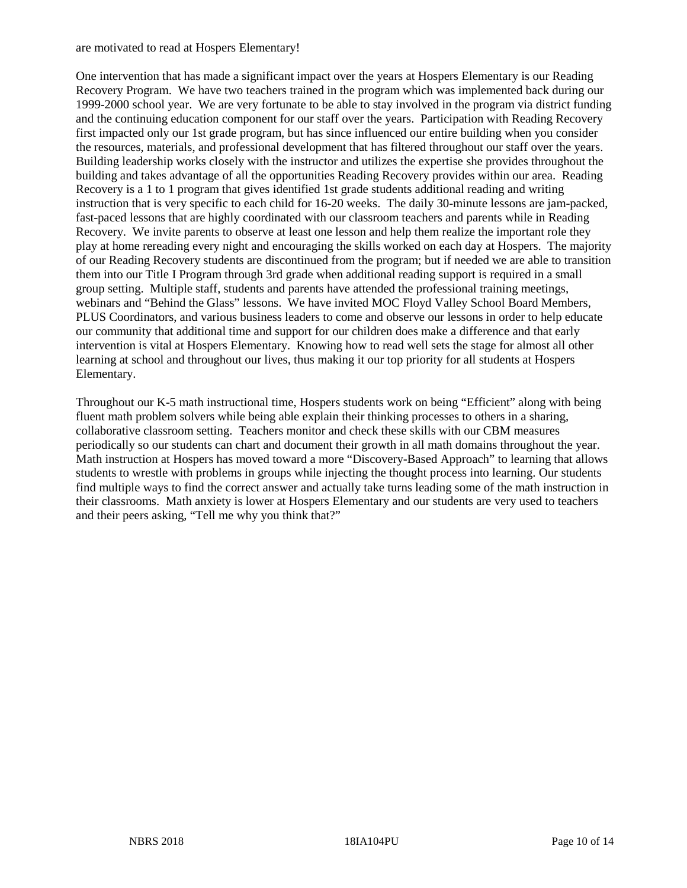are motivated to read at Hospers Elementary!

One intervention that has made a significant impact over the years at Hospers Elementary is our Reading Recovery Program. We have two teachers trained in the program which was implemented back during our 1999-2000 school year. We are very fortunate to be able to stay involved in the program via district funding and the continuing education component for our staff over the years. Participation with Reading Recovery first impacted only our 1st grade program, but has since influenced our entire building when you consider the resources, materials, and professional development that has filtered throughout our staff over the years. Building leadership works closely with the instructor and utilizes the expertise she provides throughout the building and takes advantage of all the opportunities Reading Recovery provides within our area. Reading Recovery is a 1 to 1 program that gives identified 1st grade students additional reading and writing instruction that is very specific to each child for 16-20 weeks. The daily 30-minute lessons are jam-packed, fast-paced lessons that are highly coordinated with our classroom teachers and parents while in Reading Recovery. We invite parents to observe at least one lesson and help them realize the important role they play at home rereading every night and encouraging the skills worked on each day at Hospers. The majority of our Reading Recovery students are discontinued from the program; but if needed we are able to transition them into our Title I Program through 3rd grade when additional reading support is required in a small group setting. Multiple staff, students and parents have attended the professional training meetings, webinars and "Behind the Glass" lessons. We have invited MOC Floyd Valley School Board Members, PLUS Coordinators, and various business leaders to come and observe our lessons in order to help educate our community that additional time and support for our children does make a difference and that early intervention is vital at Hospers Elementary. Knowing how to read well sets the stage for almost all other learning at school and throughout our lives, thus making it our top priority for all students at Hospers Elementary.

Throughout our K-5 math instructional time, Hospers students work on being "Efficient" along with being fluent math problem solvers while being able explain their thinking processes to others in a sharing, collaborative classroom setting. Teachers monitor and check these skills with our CBM measures periodically so our students can chart and document their growth in all math domains throughout the year. Math instruction at Hospers has moved toward a more "Discovery-Based Approach" to learning that allows students to wrestle with problems in groups while injecting the thought process into learning. Our students find multiple ways to find the correct answer and actually take turns leading some of the math instruction in their classrooms. Math anxiety is lower at Hospers Elementary and our students are very used to teachers and their peers asking, "Tell me why you think that?"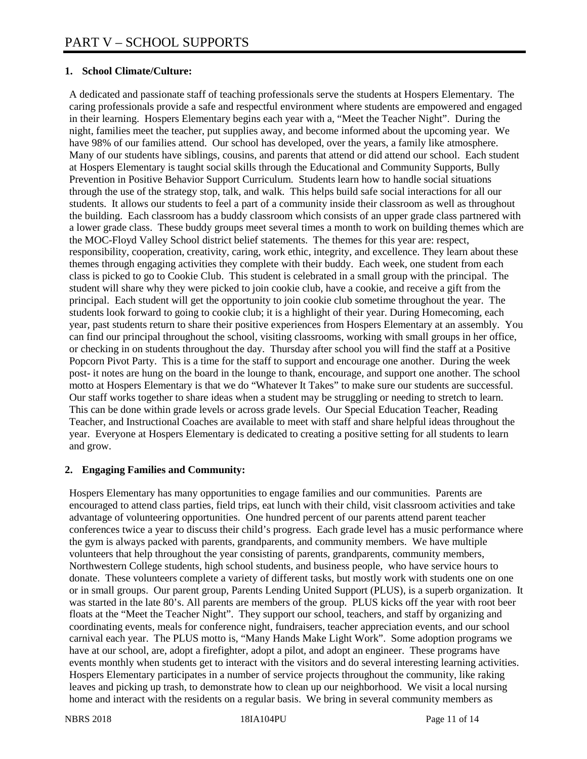# PART V – SCHOOL SUPPORTS

**1. School Climate/Culture:**

A dedicated and passionate staff of teaching professionals serve the students at Hospers Elementary. The caring professionals provide a safe and respectful environment where students are empowered and engaged in their learning. Hospers Elementary begins each year with a, "Meet the Teacher Night". During the night, families meet the teacher, put supplies away, and become informed about the upcoming year. We have 98% of our families attend. Our school has developed, over the years, a family like atmosphere. Many of our students have siblings, cousins, and parents that attend or did attend our school. Each student at Hospers Elementary is taught social skills through the Educational and Community Supports, Bully Prevention in Positive Behavior Support Curriculum. Students learn how to handle social situations through the use of the strategy stop, talk, and walk. This helps build safe social interactions for all our students. It allows our students to feel a part of a community inside their classroom as well as throughout the building. Each classroom has a buddy classroom which consists of an upper grade class partnered with a lower grade class. These buddy groups meet several times a month to work on building themes which are the MOC-Floyd Valley School district belief statements. The themes for this year are: respect, responsibility, cooperation, creativity, caring, work ethic, integrity, and excellence. They learn about these themes through engaging activities they complete with their buddy. Each week, one student from each class is picked to go to Cookie Club. This student is celebrated in a small group with the principal. The student will share why they were picked to join cookie club, have a cookie, and receive a gift from the principal. Each student will get the opportunity to join cookie club sometime throughout the year. The students look forward to going to cookie club; it is a highlight of their year. During Homecoming, each year, past students return to share their positive experiences from Hospers Elementary at an assembly. You can find our principal throughout the school, visiting classrooms, working with small groups in her office, or checking in on students throughout the day. Thursday after school you will find the staff at a Positive Popcorn Pivot Party. This is a time for the staff to support and encourage one another. During the week post- it notes are hung on the board in the lounge to thank, encourage, and support one another. The school motto at Hospers Elementary is that we do "Whatever It Takes" to make sure our students are successful. Our staff works together to share ideas when a student may be struggling or needing to stretch to learn. This can be done within grade levels or across grade levels. Our Special Education Teacher, Reading Teacher, and Instructional Coaches are available to meet with staff and share helpful ideas throughout the year. Everyone at Hospers Elementary is dedicated to creating a positive setting for all students to learn and grow.

**2. Engaging Families and Community:**

Hospers Elementary has many opportunities to engage families and our communities. Parents are encouraged to attend class parties, field trips, eat lunch with their child, visit classroom activities and take advantage of volunteering opportunities. One hundred percent of our parents attend parent teacher conferences twice a year to discuss their child's progress. Each grade level has a music performance where the gym is always packed with parents, grandparents, and community members. We have multiple volunteers that help throughout the year consisting of parents, grandparents, community members, Northwestern College students, high school students, and business people, who have service hours to donate. These volunteers complete a variety of different tasks, but mostly work with students one on one or in small groups. Our parent group, Parents Lending United Support (PLUS), is a superb organization. It was started in the late 80's. All parents are members of the group. PLUS kicks off the year with root beer floats at the "Meet the Teacher Night". They support our school, teachers, and staff by organizing and coordinating events, meals for conference night, fundraisers, teacher appreciation events, and our school carnival each year. The PLUS motto is, "Many Hands Make Light Work". Some adoption programs we have at our school, are, adopt a firefighter, adopt a pilot, and adopt an engineer. These programs have events monthly when students get to interact with the visitors and do several interesting learning activities. Hospers Elementary participates in a number of service projects throughout the community, like raking leaves and picking up trash, to demonstrate how to clean up our neighborhood. We visit a local nursing home and interact with the residents on a regular basis. We bring in several community members as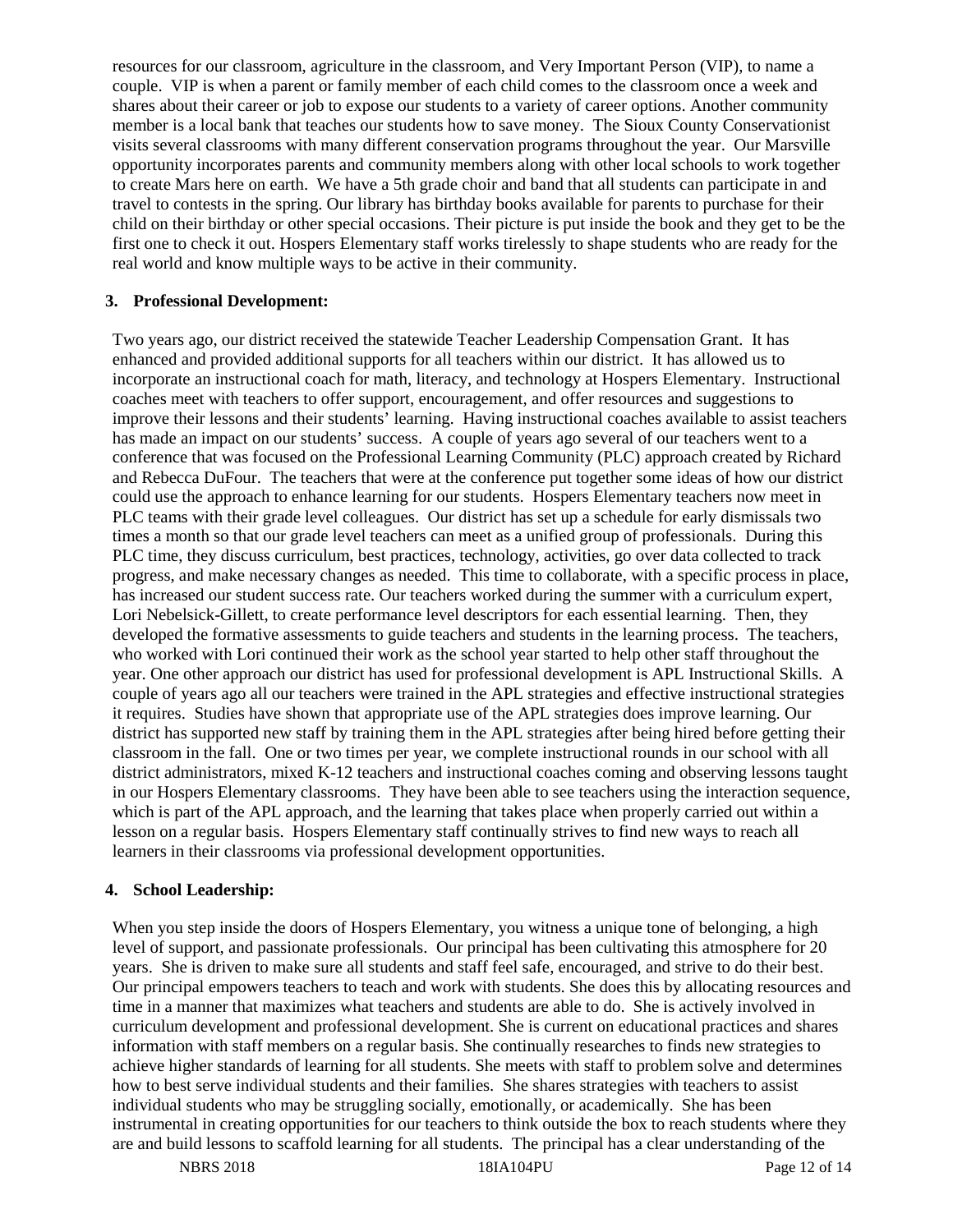resources for our classroom, agriculture in the classroom, and Very Important Person (VIP), to name a couple. VIP is when a parent or family member of each child comes to the classroom once a week and shares about their career or job to expose our students to a variety of career options. Another community member is a local bank that teaches our students how to save money. The Sioux County Conservationist visits several classrooms with many different conservation programs throughout the year. Our Marsville opportunity incorporates parents and community members along with other local schools to work together to create Mars here on earth. We have a 5th grade choir and band that all students can participate in and travel to contests in the spring. Our library has birthday books available for parents to purchase for their child on their birthday or other special occasions. Their picture is put inside the book and they get to be the first one to check it out. Hospers Elementary staff works tirelessly to shape students who are ready for the real world and know multiple ways to be active in their community.

**3. Professional Development:**

Two years ago, our district received the statewide Teacher Leadership Compensation Grant. It has enhanced and provided additional supports for all teachers within our district. It has allowed us to incorporate an instructional coach for math, literacy, and technology at Hospers Elementary. Instructional coaches meet with teachers to offer support, encouragement, and offer resources and suggestions to improve their lessons and their students' learning. Having instructional coaches available to assist teachers has made an impact on our students' success. A couple of years ago several of our teachers went to a conference that was focused on the Professional Learning Community (PLC) approach created by Richard and Rebecca DuFour. The teachers that were at the conference put together some ideas of how our district could use the approach to enhance learning for our students. Hospers Elementary teachers now meet in PLC teams with their grade level colleagues. Our district has set up a schedule for early dismissals two times a month so that our grade level teachers can meet as a unified group of professionals. During this PLC time, they discuss curriculum, best practices, technology, activities, go over data collected to track progress, and make necessary changes as needed. This time to collaborate, with a specific process in place, has increased our student success rate. Our teachers worked during the summer with a curriculum expert, Lori Nebelsick-Gillett, to create performance level descriptors for each essential learning. Then, they developed the formative assessments to guide teachers and students in the learning process. The teachers, who worked with Lori continued their work as the school year started to help other staff throughout the year. One other approach our district has used for professional development is APL Instructional Skills. A couple of years ago all our teachers were trained in the APL strategies and effective instructional strategies it requires. Studies have shown that appropriate use of the APL strategies does improve learning. Our district has supported new staff by training them in the APL strategies after being hired before getting their classroom in the fall. One or two times per year, we complete instructional rounds in our school with all district administrators, mixed K-12 teachers and instructional coaches coming and observing lessons taught in our Hospers Elementary classrooms. They have been able to see teachers using the interaction sequence, which is part of the APL approach, and the learning that takes place when properly carried out within a lesson on a regular basis. Hospers Elementary staff continually strives to find new ways to reach all learners in their classrooms via professional development opportunities.

**4. School Leadership:**

When you step inside the doors of Hospers Elementary, you witness a unique tone of belonging, a high level of support, and passionate professionals. Our principal has been cultivating this atmosphere for 20 years. She is driven to make sure all students and staff feel safe, encouraged, and strive to do their best. Our principal empowers teachers to teach and work with students. She does this by allocating resources and time in a manner that maximizes what teachers and students are able to do. She is actively involved in curriculum development and professional development. She is current on educational practices and shares information with staff members on a regular basis. She continually researches to finds new strategies to achieve higher standards of learning for all students. She meets with staff to problem solve and determines how to best serve individual students and their families. She shares strategies with teachers to assist individual students who may be struggling socially, emotionally, or academically. She has been instrumental in creating opportunities for our teachers to think outside the box to reach students where they are and build lessons to scaffold learning for all students. The principal has a clear understanding of the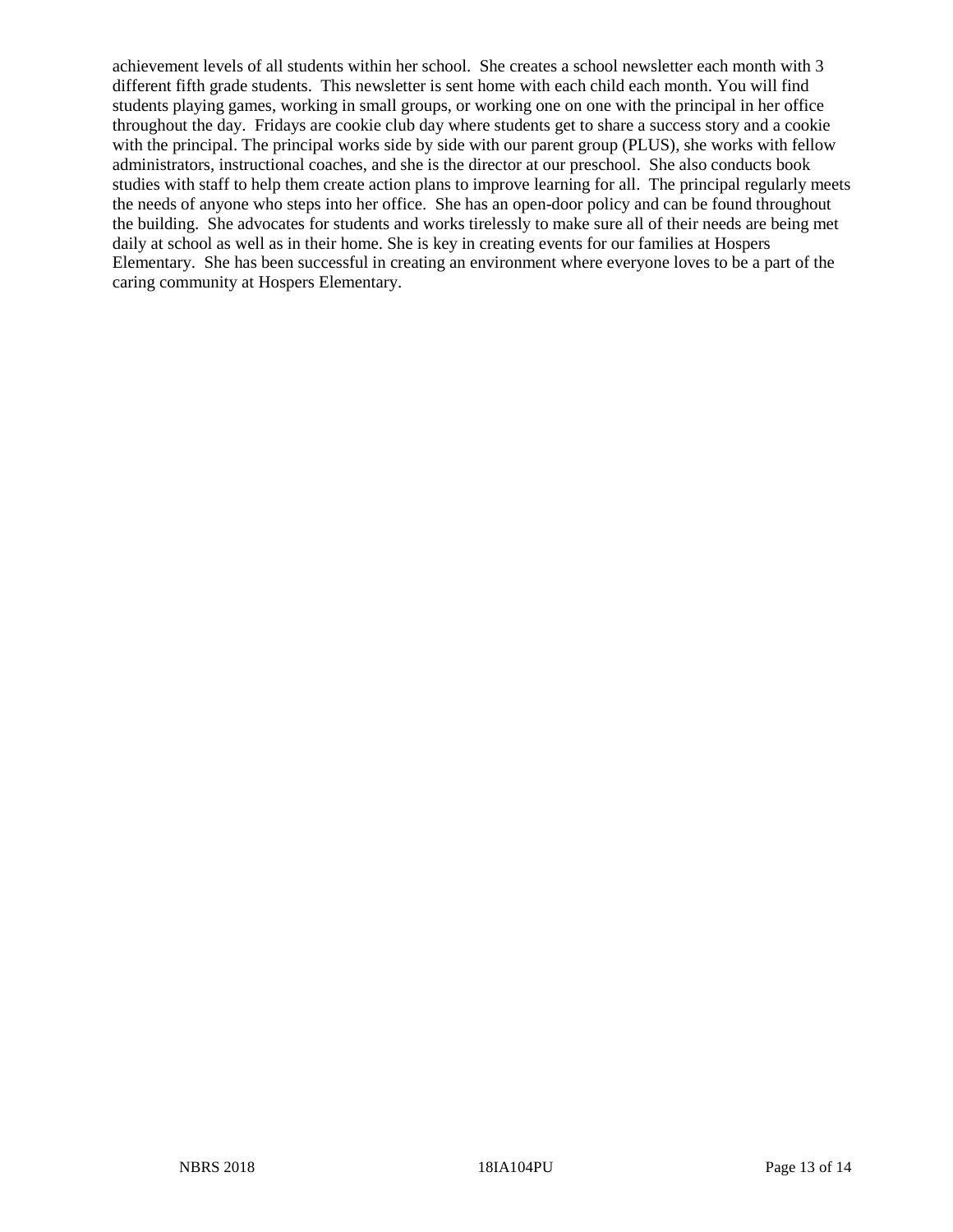achievement levels of all students within her school. She creates a school newsletter each month with 3 different fifth grade students. This newsletter is sent home with each child each month. You will find students playing games, working in small groups, or working one on one with the principal in her office throughout the day. Fridays are cookie club day where students get to share a success story and a cookie with the principal. The principal works side by side with our parent group (PLUS), she works with fellow administrators, instructional coaches, and she is the director at our preschool. She also conducts book studies with staff to help them create action plans to improve learning for all. The principal regularly meets the needs of anyone who steps into her office. She has an open-door policy and can be found throughout the building. She advocates for students and works tirelessly to make sure all of their needs are being met daily at school as well as in their home. She is key in creating events for our families at Hospers Elementary. She has been successful in creating an environment where everyone loves to be a part of the caring community at Hospers Elementary.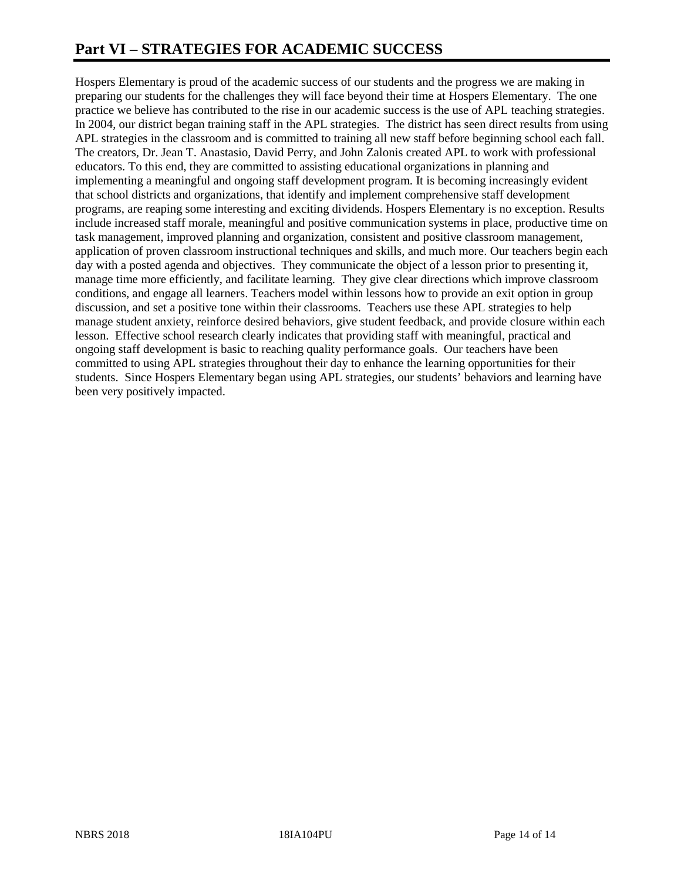# Part VI – STRATEGIES FOR ACADEMIC SUCCESS

Hospers Elementary is proud of the academic success of our students and the progress we are making in preparing our students for the challenges they will face beyond their time at Hospers Elementary. The one practice we believe has contributed to the rise in our academic success is the use of APL teaching strategies. In 2004, our district began training staff in the APL strategies. The district has seen direct results from using APL strategies in the classroom and is committed to training all new staff before beginning school each fall. The creators, Dr. Jean T. Anastasio, David Perry, and John Zalonis created APL to work with professional educators. To this end, they are committed to assisting educational organizations in planning and implementing a meaningful and ongoing staff development program. It is becoming increasingly evident that school districts and organizations, that identify and implement comprehensive staff development programs, are reaping some interesting and exciting dividends. Hospers Elementary is no exception. Results include increased staff morale, meaningful and positive communication systems in place, productive time on task management, improved planning and organization, consistent and positive classroom management, application of proven classroom instructional techniques and skills, and much more. Our teachers begin each day with a posted agenda and objectives. They communicate the object of a lesson prior to presenting it, manage time more efficiently, and facilitate learning. They give clear directions which improve classroom conditions, and engage all learners. Teachers model within lessons how to provide an exit option in group discussion, and set a positive tone within their classrooms. Teachers use these APL strategies to help manage student anxiety, reinforce desired behaviors, give student feedback, and provide closure within each lesson. Effective school research clearly indicates that providing staff with meaningful, practical and ongoing staff development is basic to reaching quality performance goals. Our teachers have been committed to using APL strategies throughout their day to enhance the learning opportunities for their students. Since Hospers Elementary began using APL strategies, our students' behaviors and learning have been very positively impacted.